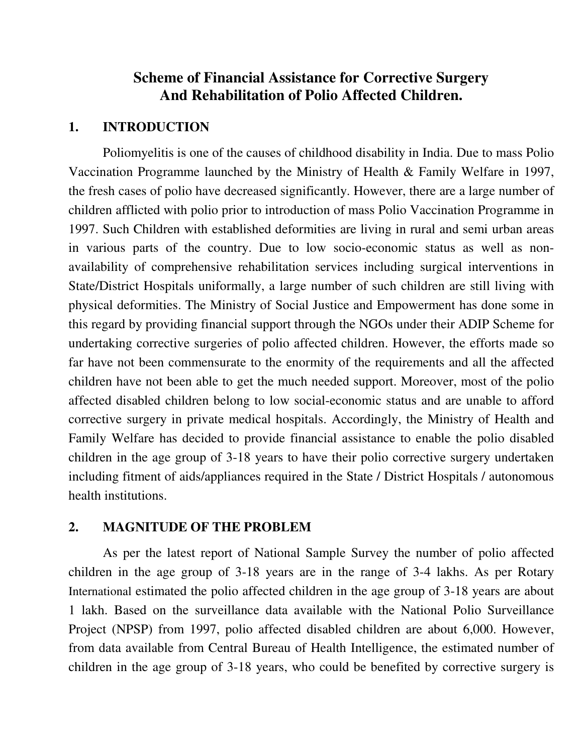# Scheme of Financial Assistance for Corrective Surgery And Rehabilitation of Polio Affected Children.

## 1. INTRODUCTION

Poliomyelitis is one of the causes of childhood disability in India. Due to mass Polio Vaccination Programme launched by the Ministry of Health & Family Welfare in 1997, the fresh cases of polio have decreased significantly. However, there are a large number of children afflicted with polio prior to introduction of mass Polio Vaccination Programme in 1997. Such Children with established deformities are living in rural and semi urban areas in various parts of the country. Due to low socio-economic status as well as non-availability of comprehensive rehabilitation services including surgical interventions in State/District Hospitals uniformally, a large number of such children are still living with physical deformities. The Ministry of Social Justice and Empowerment has done some in this regard by providing financial support through the NGOs under their ADIP Scheme for undertaking corrective surgeries of polio affected children. However, the efforts made so far have not been commensurate to the enormity of the requirements and all the affected children have not been able to get the much needed support. Moreover, most of the polio affected disabled children belong to low social-economic status and are unable to afford corrective surgery in private medical hospitals. Accordingly, the Ministry of Health and Family Welfare has decided to provide financial assistance to enable the polio disabled children in the age group of 3-18 years to have their polio corrective surgery undertaken including fitment of aids/appliances required in the State / District Hospitals / autonomous health institutions.

## 2. MAGNITUDE OF THE PROBLEM

As per the latest report of National Sample Survey the number of polio affected children in the age group of 3-18 years are in the range of 3-4 lakhs. As per Rotary International estimated the polio affected children in the age group of 3-18 years are about 1 lakh. Based on the surveillance data available with the National Polio Surveillance Project (NPSP) from 1997, polio affected disabled children are about 6,000. However, from data available from Central Bureau of Health Intelligence, the estimated number of children in the age group of 3-18 years, who could be benefited by corrective surgery is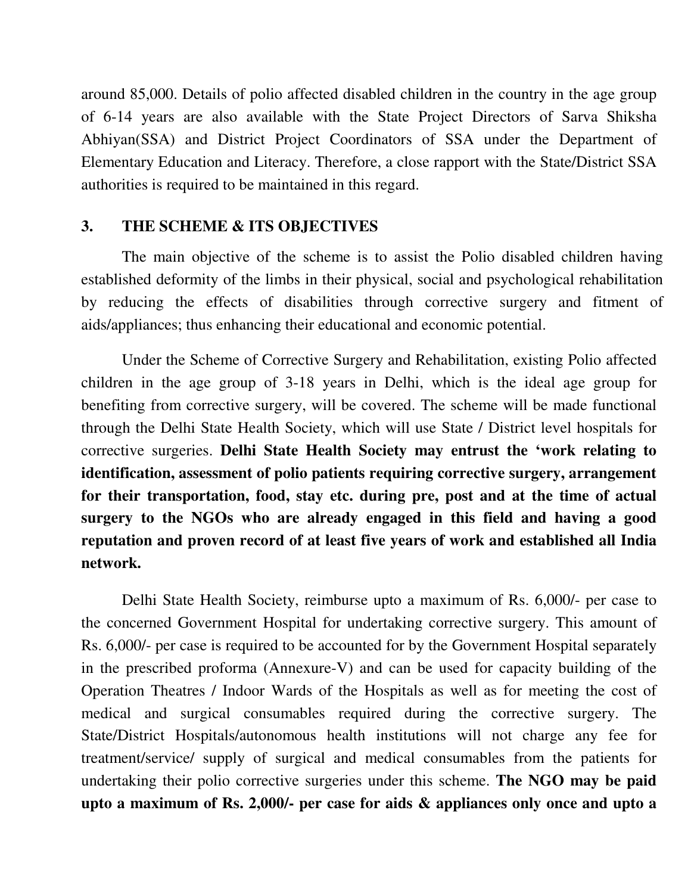around 85,000. Details of polio affected disabled children in the country in the age group of 6-14 years are also available with the State Project Directors of Sarva Shiksha Abhiyan(SSA) and District Project Coordinators of SSA under the Department of Elementary Education and Literacy. Therefore, a close rapport with the State/District SSA authorities is required to be maintained in this regard.

## 3. THE SCHEME & ITS OBJECTIVES

The main objective of the scheme is to assist the Polio disabled children having established deformity of the limbs in their physical, social and psychological rehabilitation by reducing the effects of disabilities through corrective surgery and fitment of aids/appliances; thus enhancing their educational and economic potential.

Under the Scheme of Corrective Surgery and Rehabilitation, existing Polio affected children in the age group of 3-18 years in Delhi, which is the ideal age group for benefiting from corrective surgery, will be covered. The scheme will be made functional through the Delhi State Health Society, which will use State / District level hospitals for corrective surgeries. **Delhi State Health Society may entrust the 'work relating to identification, assessment of polio patients requiring corrective surgery, arrangement for their transportation, food, stay etc. during pre, post and at the time of actual surgery to the NGOs who are already engaged in this field and having a good reputation and proven record of at least five years of work and established all India network.**

Delhi State Health Society, reimburse upto a maximum of Rs. 6,000/- per case to the concerned Government Hospital for undertaking corrective surgery. This amount of Rs. 6,000/- per case is required to be accounted for by the Government Hospital separately in the prescribed proforma (Annexure-V) and can be used for capacity building of the Operation Theatres / Indoor Wards of the Hospitals as well as for meeting the cost of medical and surgical consumables required during the corrective surgery. The State/District Hospitals/autonomous health institutions will not charge any fee for treatment/service/ supply of surgical and medical consumables from the patients for undertaking their polio corrective surgeries under this scheme. **The NGO may be paid upto a maximum of Rs. 2,000/- per case for aids & appliances only once and upto a**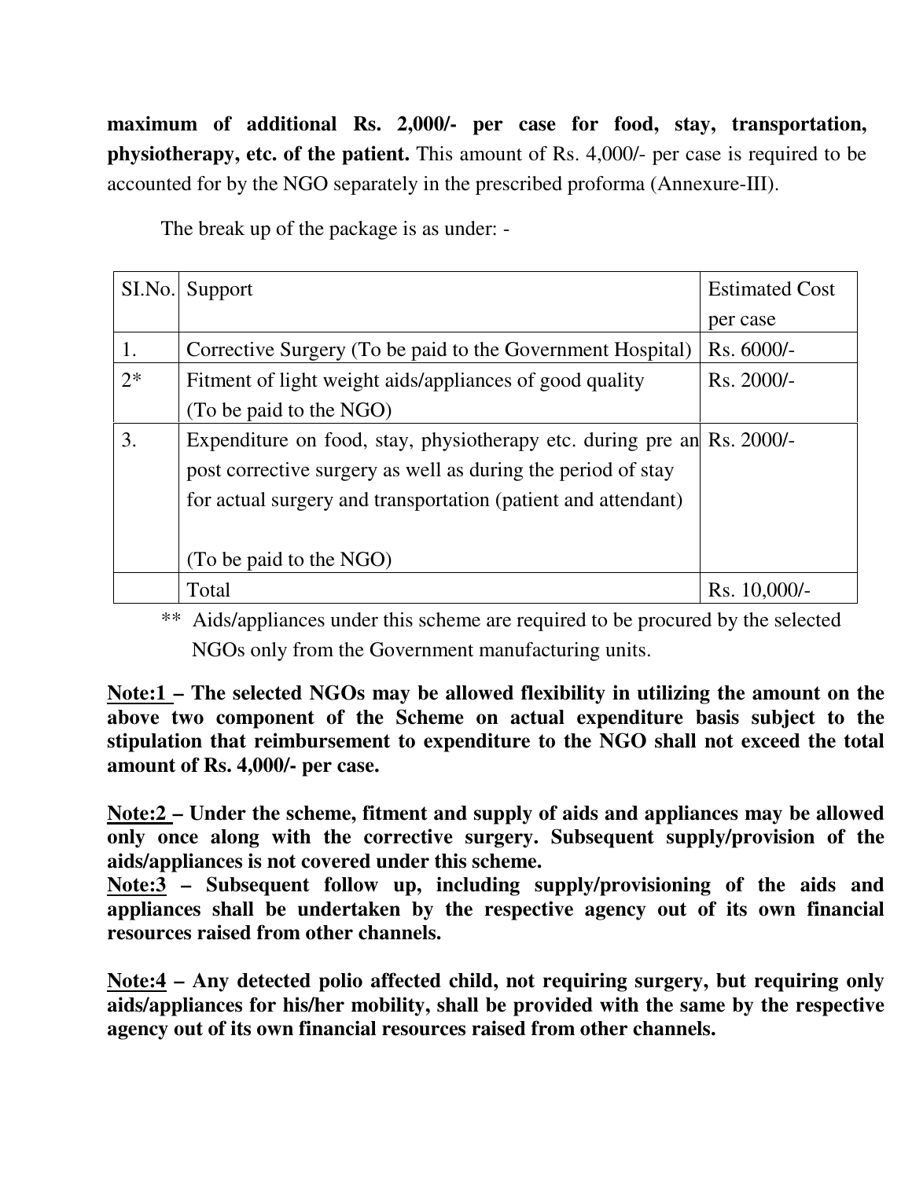**maximum of additional Rs. 2,000/- per case for food, stay, transportation, physiotherapy, etc. of the patient.** This amount of Rs. 4,000/- per case is required to be accounted for by the NGO separately in the prescribed proforma (Annexure-III).

The break up of the package is as under: -

| SI.No. | Support | Estimated Cost per case |
|---|---|---|
| 1. | Corrective Surgery (To be paid to the Government Hospital) | Rs. 6000/- |
| 2* | Fitment of light weight aids/appliances of good quality (To be paid to the NGO) | Rs. 2000/- |
| 3. | Expenditure on food, stay, physiotherapy etc. during pre an post corrective surgery as well as during the period of stay for actual surgery and transportation (patient and attendant) (To be paid to the NGO) | Rs. 2000/- |
| | Total | Rs. 10,000/- |

** Aids/appliances under this scheme are required to be procured by the selected NGOs only from the Government manufacturing units.

**<u>Note:1</u> – The selected NGOs may be allowed flexibility in utilizing the amount on the above two component of the Scheme on actual expenditure basis subject to the stipulation that reimbursement to expenditure to the NGO shall not exceed the total amount of Rs. 4,000/- per case.**

**<u>Note:2</u> – Under the scheme, fitment and supply of aids and appliances may be allowed only once along with the corrective surgery. Subsequent supply/provision of the aids/appliances is not covered under this scheme.**

**<u>Note:3</u> – Subsequent follow up, including supply/provisioning of the aids and appliances shall be undertaken by the respective agency out of its own financial resources raised from other channels.**

**<u>Note:4</u> – Any detected polio affected child, not requiring surgery, but requiring only aids/appliances for his/her mobility, shall be provided with the same by the respective agency out of its own financial resources raised from other channels.**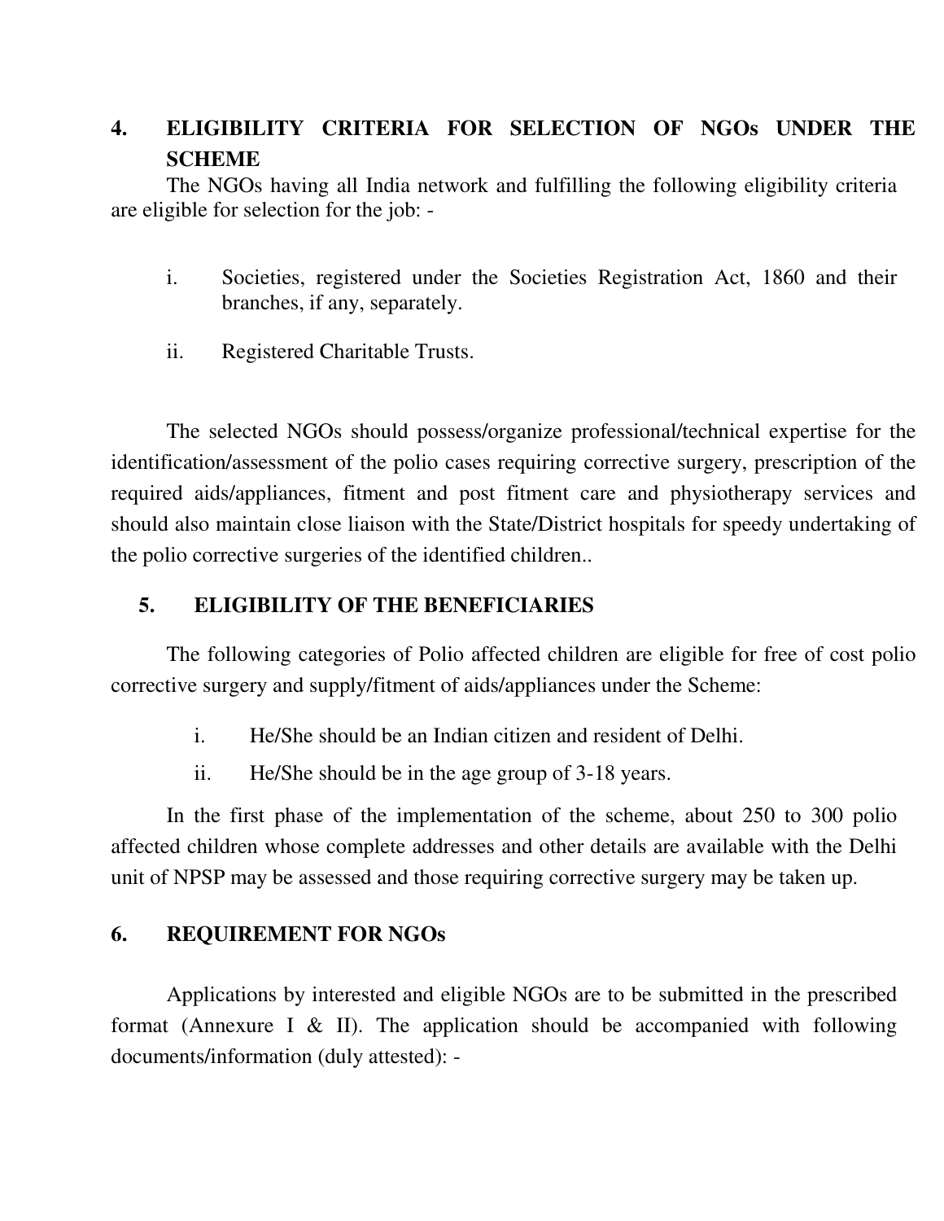## 4. ELIGIBILITY CRITERIA FOR SELECTION OF NGOs UNDER THE SCHEME

The NGOs having all India network and fulfilling the following eligibility criteria are eligible for selection for the job: -

i. Societies, registered under the Societies Registration Act, 1860 and their branches, if any, separately.

ii. Registered Charitable Trusts.

The selected NGOs should possess/organize professional/technical expertise for the identification/assessment of the polio cases requiring corrective surgery, prescription of the required aids/appliances, fitment and post fitment care and physiotherapy services and should also maintain close liaison with the State/District hospitals for speedy undertaking of the polio corrective surgeries of the identified children..

## 5. ELIGIBILITY OF THE BENEFICIARIES

The following categories of Polio affected children are eligible for free of cost polio corrective surgery and supply/fitment of aids/appliances under the Scheme:

i. He/She should be an Indian citizen and resident of Delhi.

ii. He/She should be in the age group of 3-18 years.

In the first phase of the implementation of the scheme, about 250 to 300 polio affected children whose complete addresses and other details are available with the Delhi unit of NPSP may be assessed and those requiring corrective surgery may be taken up.

## 6. REQUIREMENT FOR NGOs

Applications by interested and eligible NGOs are to be submitted in the prescribed format (Annexure I & II). The application should be accompanied with following documents/information (duly attested): -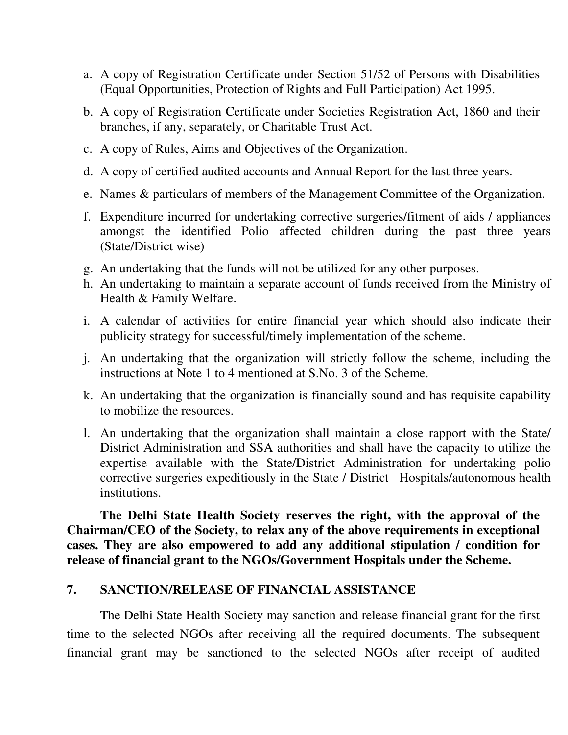a. A copy of Registration Certificate under Section 51/52 of Persons with Disabilities (Equal Opportunities, Protection of Rights and Full Participation) Act 1995.

b. A copy of Registration Certificate under Societies Registration Act, 1860 and their branches, if any, separately, or Charitable Trust Act.

c. A copy of Rules, Aims and Objectives of the Organization.

d. A copy of certified audited accounts and Annual Report for the last three years.

e. Names & particulars of members of the Management Committee of the Organization.

f. Expenditure incurred for undertaking corrective surgeries/fitment of aids / appliances amongst the identified Polio affected children during the past three years (State/District wise)

g. An undertaking that the funds will not be utilized for any other purposes.

h. An undertaking to maintain a separate account of funds received from the Ministry of Health & Family Welfare.

i. A calendar of activities for entire financial year which should also indicate their publicity strategy for successful/timely implementation of the scheme.

j. An undertaking that the organization will strictly follow the scheme, including the instructions at Note 1 to 4 mentioned at S.No. 3 of the Scheme.

k. An undertaking that the organization is financially sound and has requisite capability to mobilize the resources.

l. An undertaking that the organization shall maintain a close rapport with the State/ District Administration and SSA authorities and shall have the capacity to utilize the expertise available with the State/District Administration for undertaking polio corrective surgeries expeditiously in the State / District Hospitals/autonomous health institutions.

**The Delhi State Health Society reserves the right, with the approval of the Chairman/CEO of the Society, to relax any of the above requirements in exceptional cases. They are also empowered to add any additional stipulation / condition for release of financial grant to the NGOs/Government Hospitals under the Scheme.**

## 7. SANCTION/RELEASE OF FINANCIAL ASSISTANCE

The Delhi State Health Society may sanction and release financial grant for the first time to the selected NGOs after receiving all the required documents. The subsequent financial grant may be sanctioned to the selected NGOs after receipt of audited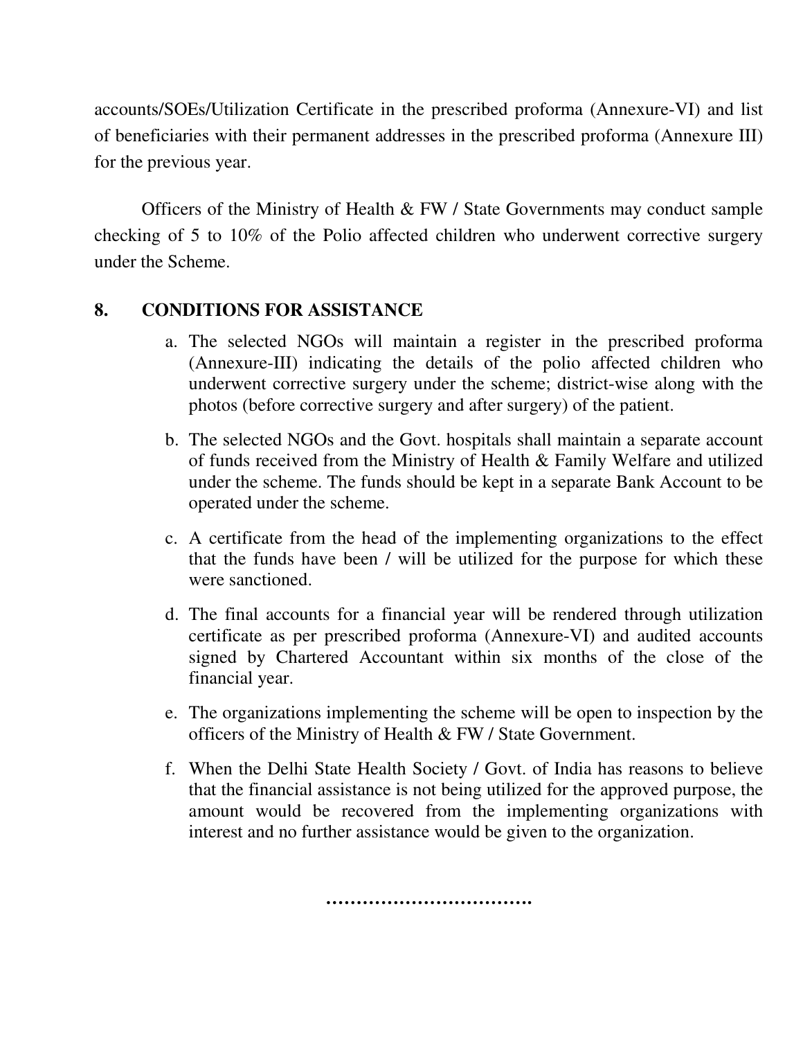accounts/SOEs/Utilization Certificate in the prescribed proforma (Annexure-VI) and list of beneficiaries with their permanent addresses in the prescribed proforma (Annexure III) for the previous year.

Officers of the Ministry of Health & FW / State Governments may conduct sample checking of 5 to 10% of the Polio affected children who underwent corrective surgery under the Scheme.

## 8. CONDITIONS FOR ASSISTANCE

a. The selected NGOs will maintain a register in the prescribed proforma (Annexure-III) indicating the details of the polio affected children who underwent corrective surgery under the scheme; district-wise along with the photos (before corrective surgery and after surgery) of the patient.

b. The selected NGOs and the Govt. hospitals shall maintain a separate account of funds received from the Ministry of Health & Family Welfare and utilized under the scheme. The funds should be kept in a separate Bank Account to be operated under the scheme.

c. A certificate from the head of the implementing organizations to the effect that the funds have been / will be utilized for the purpose for which these were sanctioned.

d. The final accounts for a financial year will be rendered through utilization certificate as per prescribed proforma (Annexure-VI) and audited accounts signed by Chartered Accountant within six months of the close of the financial year.

e. The organizations implementing the scheme will be open to inspection by the officers of the Ministry of Health & FW / State Government.

f. When the Delhi State Health Society / Govt. of India has reasons to believe that the financial assistance is not being utilized for the approved purpose, the amount would be recovered from the implementing organizations with interest and no further assistance would be given to the organization.

……………………………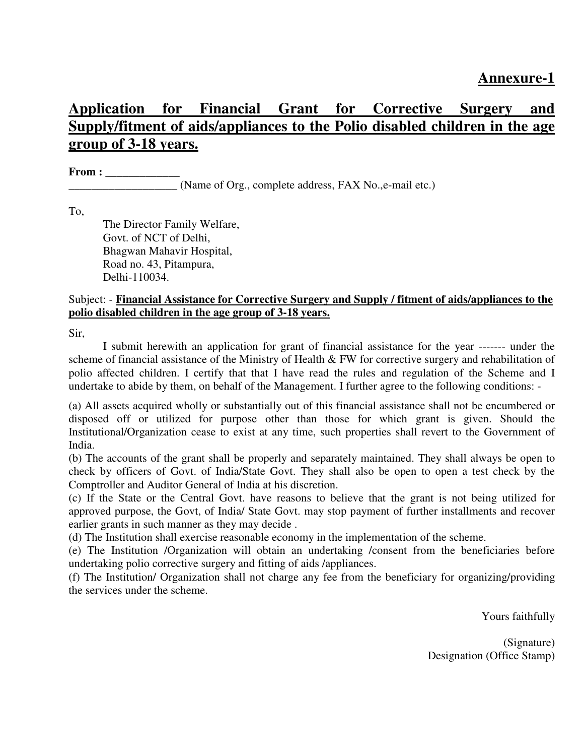**Annexure-1**

# Application for Financial Grant for Corrective Surgery and Supply/fitment of aids/appliances to the Polio disabled children in the age group of 3-18 years.

**From :** _____________
___________________ (Name of Org., complete address, FAX No.,e-mail etc.)

To,

The Director Family Welfare,
Govt. of NCT of Delhi,
Bhagwan Mahavir Hospital,
Road no. 43, Pitampura,
Delhi-110034.

Subject: - **Financial Assistance for Corrective Surgery and Supply / fitment of aids/appliances to the polio disabled children in the age group of 3-18 years.**

Sir,

I submit herewith an application for grant of financial assistance for the year ------- under the scheme of financial assistance of the Ministry of Health & FW for corrective surgery and rehabilitation of polio affected children. I certify that that I have read the rules and regulation of the Scheme and I undertake to abide by them, on behalf of the Management. I further agree to the following conditions: -

(a) All assets acquired wholly or substantially out of this financial assistance shall not be encumbered or disposed off or utilized for purpose other than those for which grant is given. Should the Institutional/Organization cease to exist at any time, such properties shall revert to the Government of India.

(b) The accounts of the grant shall be properly and separately maintained. They shall always be open to check by officers of Govt. of India/State Govt. They shall also be open to open a test check by the Comptroller and Auditor General of India at his discretion.

(c) If the State or the Central Govt. have reasons to believe that the grant is not being utilized for approved purpose, the Govt, of India/ State Govt. may stop payment of further installments and recover earlier grants in such manner as they may decide .

(d) The Institution shall exercise reasonable economy in the implementation of the scheme.

(e) The Institution /Organization will obtain an undertaking /consent from the beneficiaries before undertaking polio corrective surgery and fitting of aids /appliances.

(f) The Institution/ Organization shall not charge any fee from the beneficiary for organizing/providing the services under the scheme.

Yours faithfully

(Signature)
Designation (Office Stamp)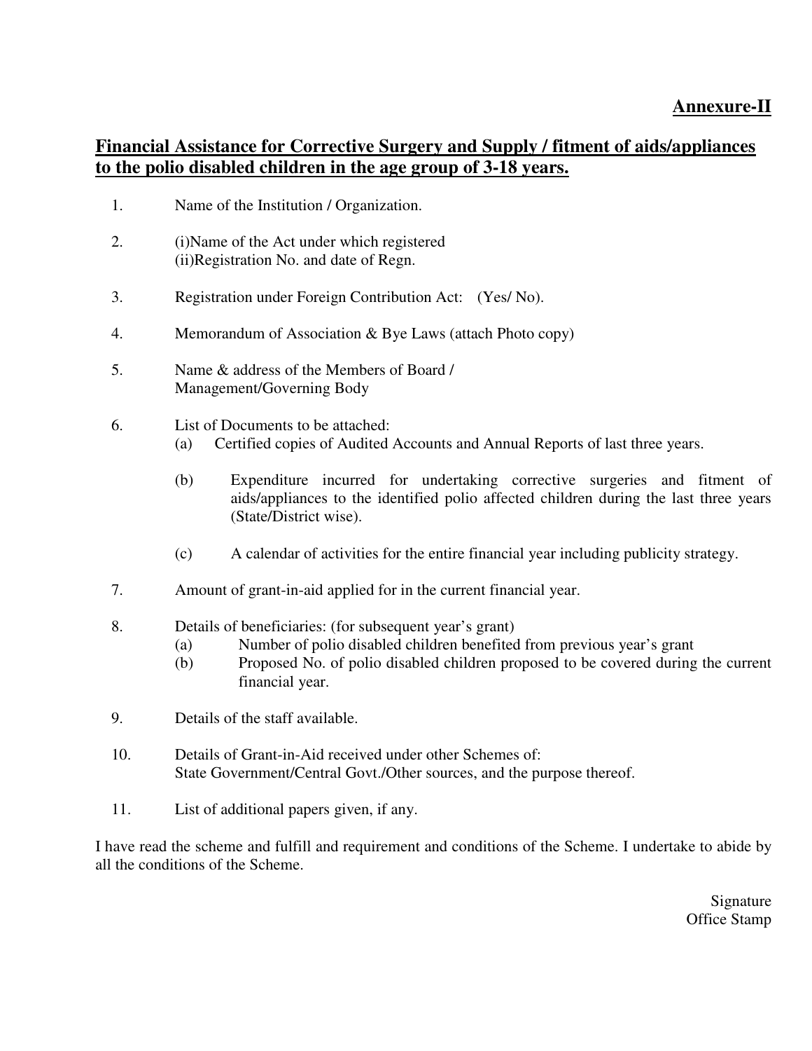**Annexure-II**

## Financial Assistance for Corrective Surgery and Supply / fitment of aids/appliances to the polio disabled children in the age group of 3-18 years.

1. Name of the Institution / Organization.

2. (i)Name of the Act under which registered
   (ii)Registration No. and date of Regn.

3. Registration under Foreign Contribution Act: (Yes/ No).

4. Memorandum of Association & Bye Laws (attach Photo copy)

5. Name & address of the Members of Board / Management/Governing Body

6. List of Documents to be attached:
   (a) Certified copies of Audited Accounts and Annual Reports of last three years.

   (b) Expenditure incurred for undertaking corrective surgeries and fitment of aids/appliances to the identified polio affected children during the last three years (State/District wise).

   (c) A calendar of activities for the entire financial year including publicity strategy.

7. Amount of grant-in-aid applied for in the current financial year.

8. Details of beneficiaries: (for subsequent year's grant)
   (a) Number of polio disabled children benefited from previous year's grant
   (b) Proposed No. of polio disabled children proposed to be covered during the current financial year.

9. Details of the staff available.

10. Details of Grant-in-Aid received under other Schemes of:
    State Government/Central Govt./Other sources, and the purpose thereof.

11. List of additional papers given, if any.

I have read the scheme and fulfill and requirement and conditions of the Scheme. I undertake to abide by all the conditions of the Scheme.

Signature
Office Stamp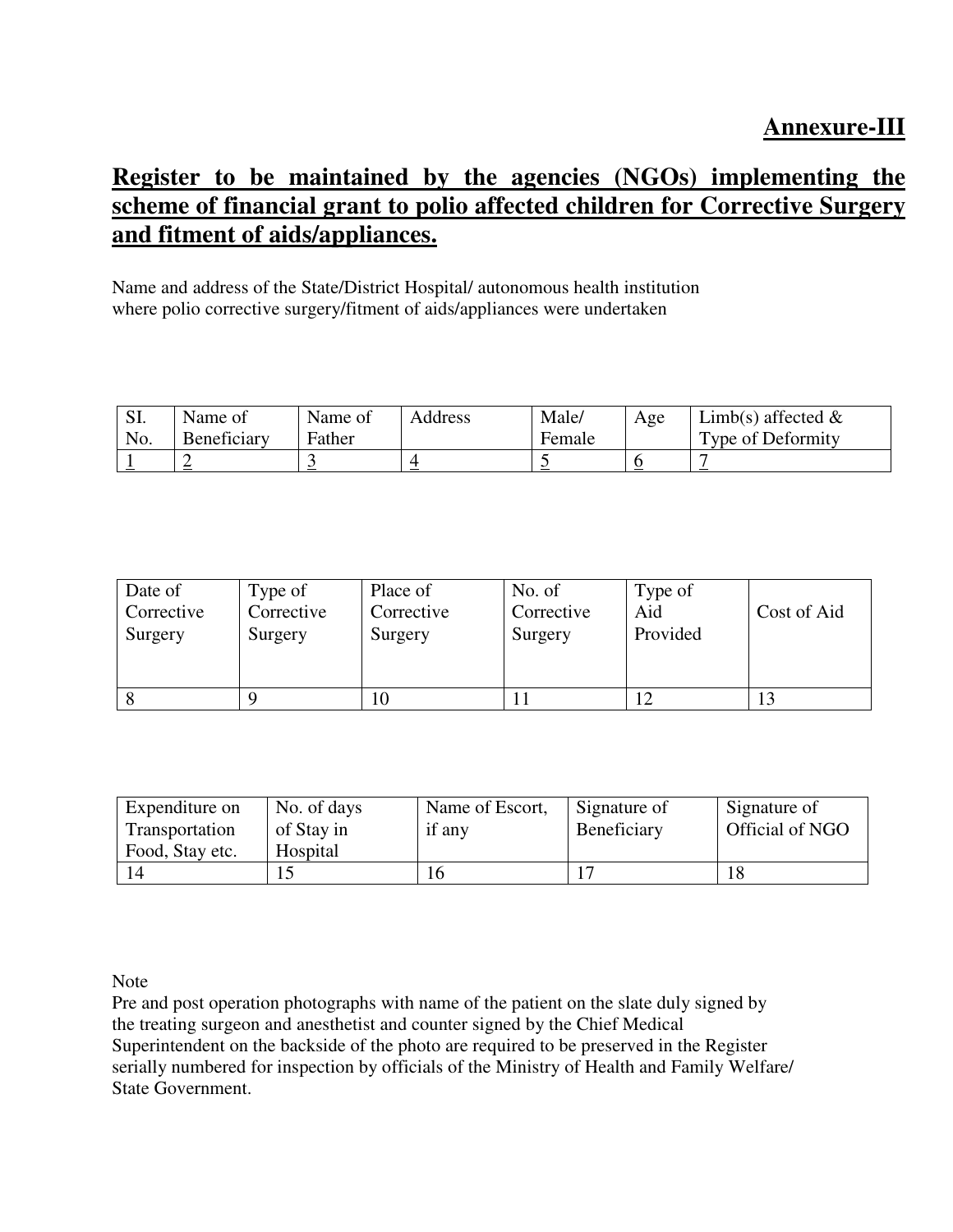**Annexure-III**

## Register to be maintained by the agencies (NGOs) implementing the scheme of financial grant to polio affected children for Corrective Surgery and fitment of aids/appliances.

Name and address of the State/District Hospital/ autonomous health institution where polio corrective surgery/fitment of aids/appliances were undertaken

| SI. No. | Name of Beneficiary | Name of Father | Address | Male/ Female | Age | Limb(s) affected & Type of Deformity |
|---|---|---|---|---|---|---|
| 1 | 2 | 3 | 4 | 5 | 6 | 7 |

| Date of Corrective Surgery | Type of Corrective Surgery | Place of Corrective Surgery | No. of Corrective Surgery | Type of Aid Provided | Cost of Aid |
|---|---|---|---|---|---|
| 8 | 9 | 10 | 11 | 12 | 13 |

| Expenditure on Transportation Food, Stay etc. | No. of days of Stay in Hospital | Name of Escort, if any | Signature of Beneficiary | Signature of Official of NGO |
|---|---|---|---|---|
| 14 | 15 | 16 | 17 | 18 |

Note

Pre and post operation photographs with name of the patient on the slate duly signed by the treating surgeon and anesthetist and counter signed by the Chief Medical Superintendent on the backside of the photo are required to be preserved in the Register serially numbered for inspection by officials of the Ministry of Health and Family Welfare/ State Government.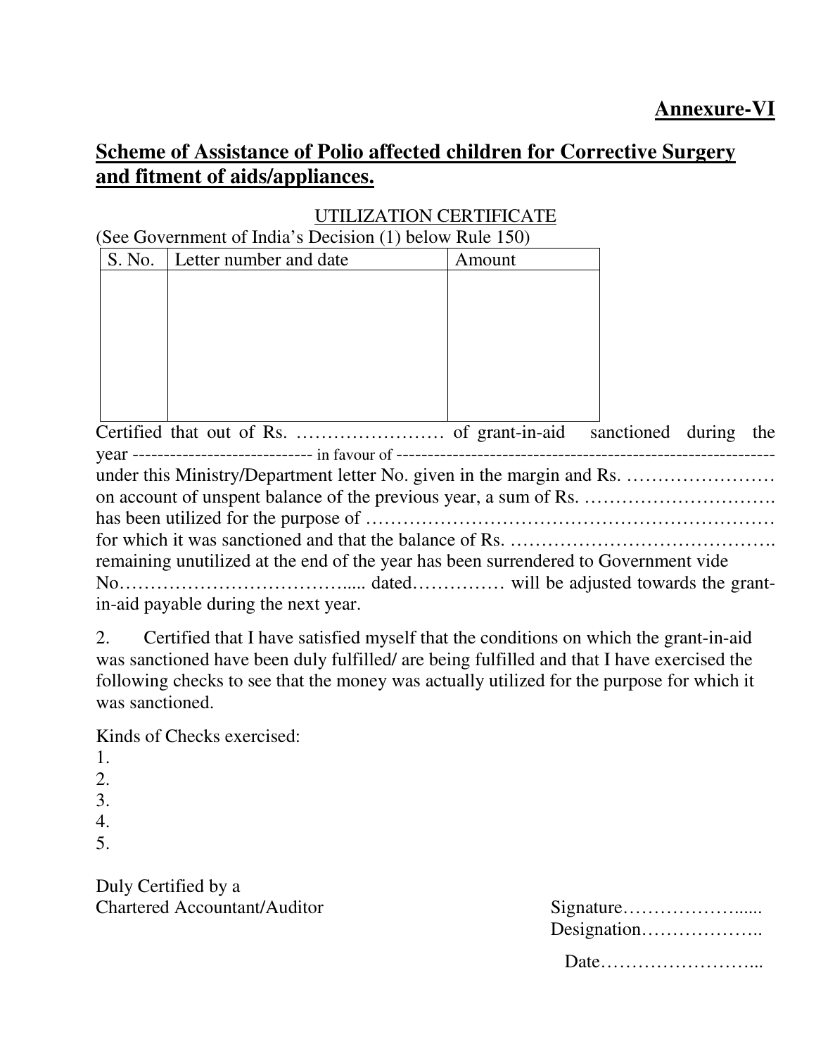**Annexure-VI**

# Scheme of Assistance of Polio affected children for Corrective Surgery and fitment of aids/appliances.

UTILIZATION CERTIFICATE

(See Government of India's Decision (1) below Rule 150)

| S. No. | Letter number and date | Amount |
|---|---|---|
| | | |

Certified that out of Rs. …………………… of grant-in-aid sanctioned during the year ---------------------------- in favour of ------------------------------------------------------------ under this Ministry/Department letter No. given in the margin and Rs. …………………… on account of unspent balance of the previous year, a sum of Rs. …………………………. has been utilized for the purpose of …………………………………………………… for which it was sanctioned and that the balance of Rs. ……………………………………. remaining unutilized at the end of the year has been surrendered to Government vide No………………………………..... dated…………… will be adjusted towards the grant-in-aid payable during the next year.

2. Certified that I have satisfied myself that the conditions on which the grant-in-aid was sanctioned have been duly fulfilled/ are being fulfilled and that I have exercised the following checks to see that the money was actually utilized for the purpose for which it was sanctioned.

Kinds of Checks exercised:

1.
2.
3.
4.
5.

Duly Certified by a
Chartered Accountant/Auditor

Signature……………….....
Designation………………..
Date……………………...